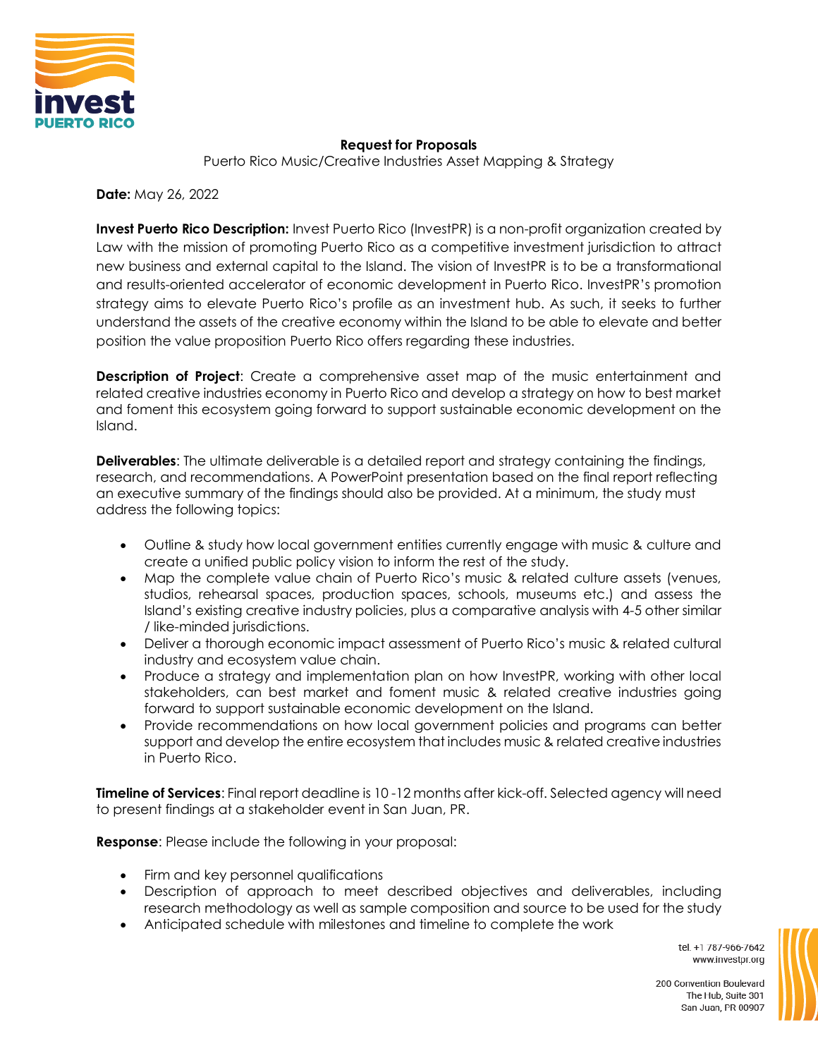**Request for Proposals**

Puerto Rico Music/Creative Industries Asset Mapping & Strategy

**Date:** May 26, 2022

**Invest Puerto Rico Description:** Invest Puerto Rico (InvestPR) is a non-profit organization created by Law with the mission of promoting Puerto Rico as a competitive investment jurisdiction to attract new business and external capital to the Island. The vision of InvestPR is to be a transformational and results-oriented accelerator of economic development in Puerto Rico. InvestPR's promotion strategy aims to elevate Puerto Rico's profile as an investment hub. As such, it seeks to further understand the assets of the creative economy within the Island to be able to elevate and better position the value proposition Puerto Rico offers regarding these industries.

**Description of Project**: Create a comprehensive asset map of the music entertainment and related creative industries economy in Puerto Rico and develop a strategy on how to best market and foment this ecosystem going forward to support sustainable economic development on the Island.

**Deliverables**: The ultimate deliverable is a detailed report and strategy containing the findings, research, and recommendations. A PowerPoint presentation based on the final report reflecting an executive summary of the findings should also be provided. At a minimum, the study must address the following topics:

- Outline & study how local government entities currently engage with music & culture and create a unified public policy vision to inform the rest of the study.
- Map the complete value chain of Puerto Rico's music & related culture assets (venues, studios, rehearsal spaces, production spaces, schools, museums etc.) and assess the Island's existing creative industry policies, plus a comparative analysis with 4-5 other similar / like-minded jurisdictions.
- Deliver a thorough economic impact assessment of Puerto Rico's music & related cultural industry and ecosystem value chain.
- Produce a strategy and implementation plan on how InvestPR, working with other local stakeholders, can best market and foment music & related creative industries going forward to support sustainable economic development on the Island.
- Provide recommendations on how local government policies and programs can better support and develop the entire ecosystem that includes music & related creative industries in Puerto Rico.

**Timeline of Services**: Final report deadline is 10 -12 months after kick-off. Selected agency will need to present findings at a stakeholder event in San Juan, PR.

**Response**: Please include the following in your proposal:

- Firm and key personnel qualifications
- Description of approach to meet described objectives and deliverables, including research methodology as well as sample composition and source to be used for the study
- Anticipated schedule with milestones and timeline to complete the work

tel. +1 787-966-7642
www.investpr.org

200 Convention Boulevard
The Hub, Suite 301
San Juan, PR 00907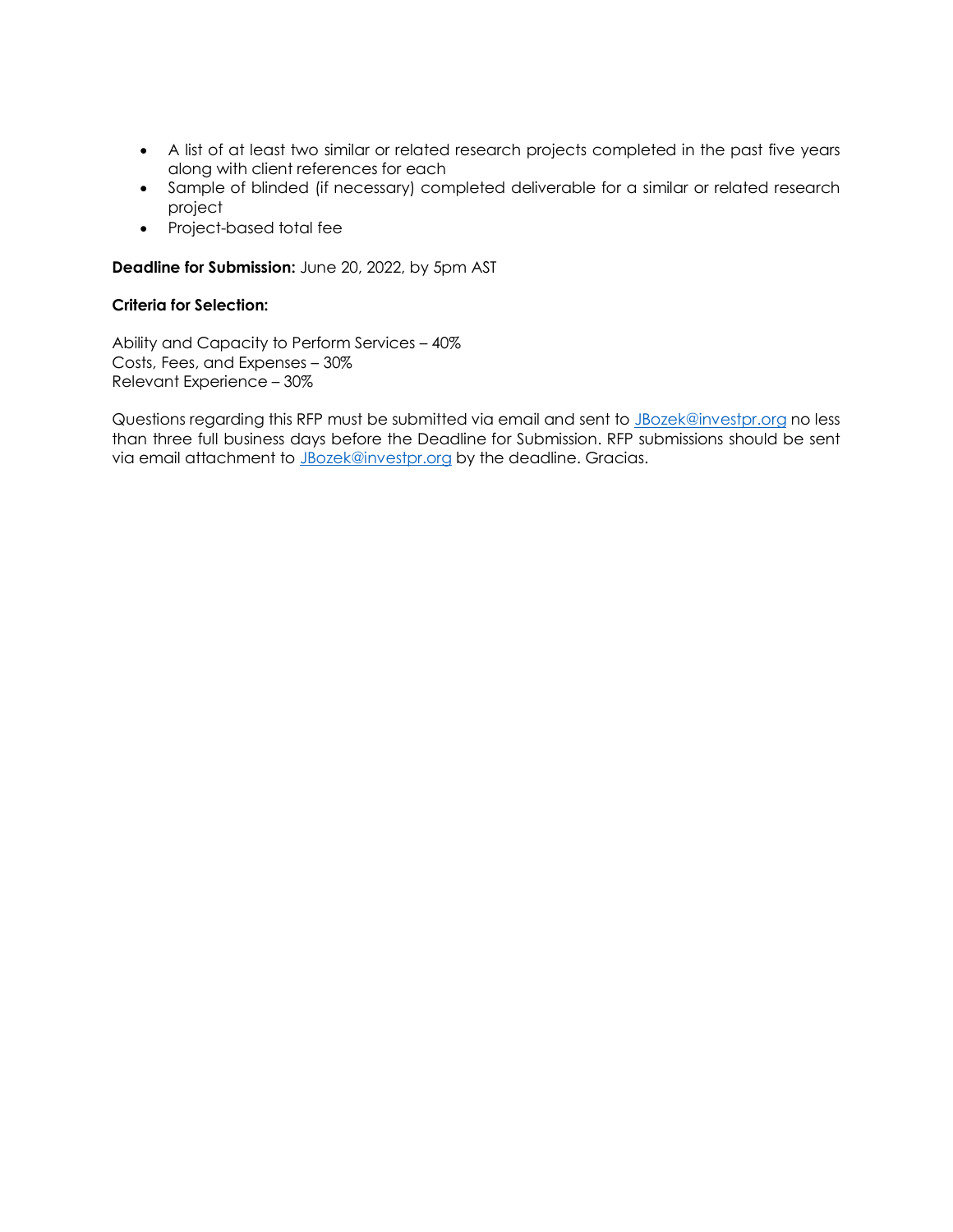- A list of at least two similar or related research projects completed in the past five years along with client references for each
- Sample of blinded (if necessary) completed deliverable for a similar or related research project
- Project-based total fee

**Deadline for Submission:** June 20, 2022, by 5pm AST

**Criteria for Selection:**

Ability and Capacity to Perform Services – 40%
Costs, Fees, and Expenses – 30%
Relevant Experience – 30%

Questions regarding this RFP must be submitted via email and sent to JBozek@investpr.org no less than three full business days before the Deadline for Submission. RFP submissions should be sent via email attachment to JBozek@investpr.org by the deadline. Gracias.